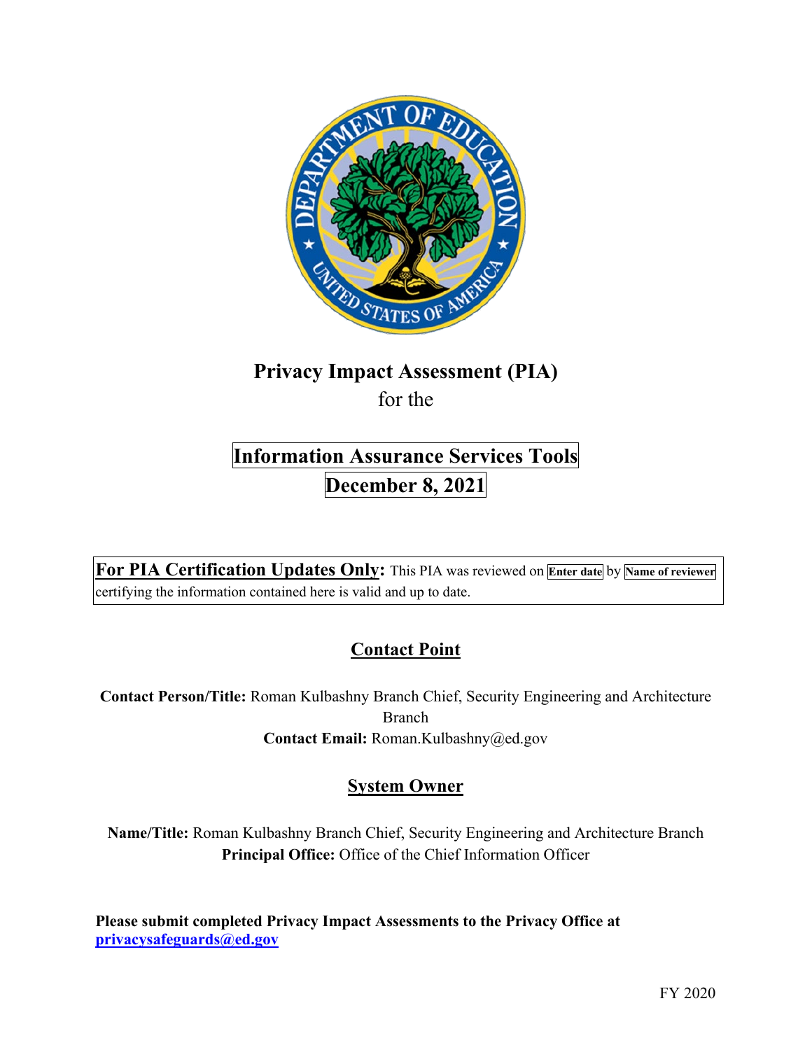# Privacy Impact Assessment (PIA)

for the

## Information Assurance Services Tools

## December 8, 2021

**For PIA Certification Updates Only:** This PIA was reviewed on **Enter date** by **Name of reviewer** certifying the information contained here is valid and up to date.

## Contact Point

**Contact Person/Title:** Roman Kulbashny Branch Chief, Security Engineering and Architecture Branch

**Contact Email:** Roman.Kulbashny@ed.gov

## System Owner

**Name/Title:** Roman Kulbashny Branch Chief, Security Engineering and Architecture Branch

**Principal Office:** Office of the Chief Information Officer

**Please submit completed Privacy Impact Assessments to the Privacy Office at privacysafeguards@ed.gov**

FY 2020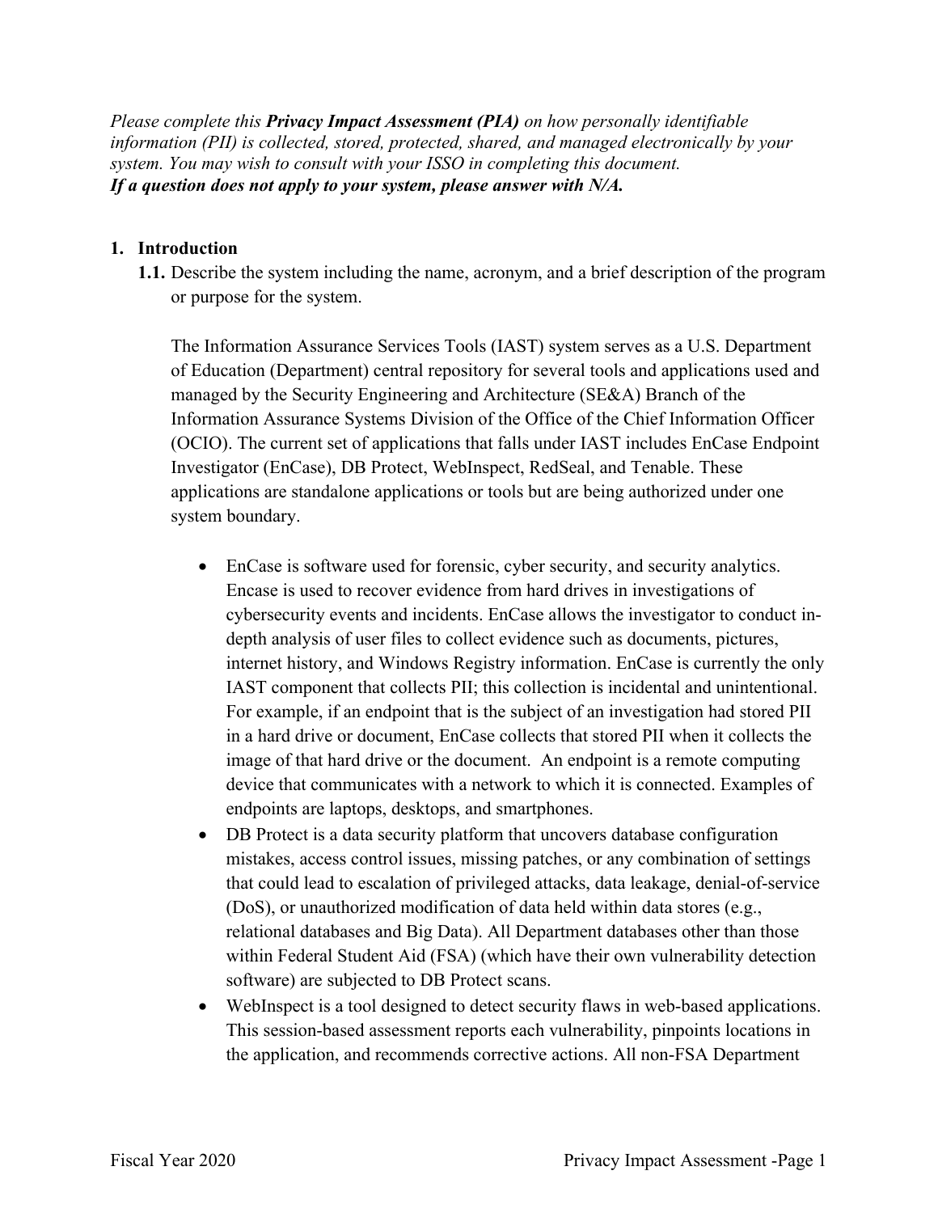*Please complete this **Privacy Impact Assessment (PIA)** on how personally identifiable information (PII) is collected, stored, protected, shared, and managed electronically by your system. You may wish to consult with your ISSO in completing this document.*
***If a question does not apply to your system, please answer with N/A.***

## 1. Introduction

**1.1.** Describe the system including the name, acronym, and a brief description of the program or purpose for the system.

The Information Assurance Services Tools (IAST) system serves as a U.S. Department of Education (Department) central repository for several tools and applications used and managed by the Security Engineering and Architecture (SE&A) Branch of the Information Assurance Systems Division of the Office of the Chief Information Officer (OCIO). The current set of applications that falls under IAST includes EnCase Endpoint Investigator (EnCase), DB Protect, WebInspect, RedSeal, and Tenable. These applications are standalone applications or tools but are being authorized under one system boundary.

- EnCase is software used for forensic, cyber security, and security analytics. Encase is used to recover evidence from hard drives in investigations of cybersecurity events and incidents. EnCase allows the investigator to conduct in-depth analysis of user files to collect evidence such as documents, pictures, internet history, and Windows Registry information. EnCase is currently the only IAST component that collects PII; this collection is incidental and unintentional. For example, if an endpoint that is the subject of an investigation had stored PII in a hard drive or document, EnCase collects that stored PII when it collects the image of that hard drive or the document. An endpoint is a remote computing device that communicates with a network to which it is connected. Examples of endpoints are laptops, desktops, and smartphones.
- DB Protect is a data security platform that uncovers database configuration mistakes, access control issues, missing patches, or any combination of settings that could lead to escalation of privileged attacks, data leakage, denial-of-service (DoS), or unauthorized modification of data held within data stores (e.g., relational databases and Big Data). All Department databases other than those within Federal Student Aid (FSA) (which have their own vulnerability detection software) are subjected to DB Protect scans.
- WebInspect is a tool designed to detect security flaws in web-based applications. This session-based assessment reports each vulnerability, pinpoints locations in the application, and recommends corrective actions. All non-FSA Department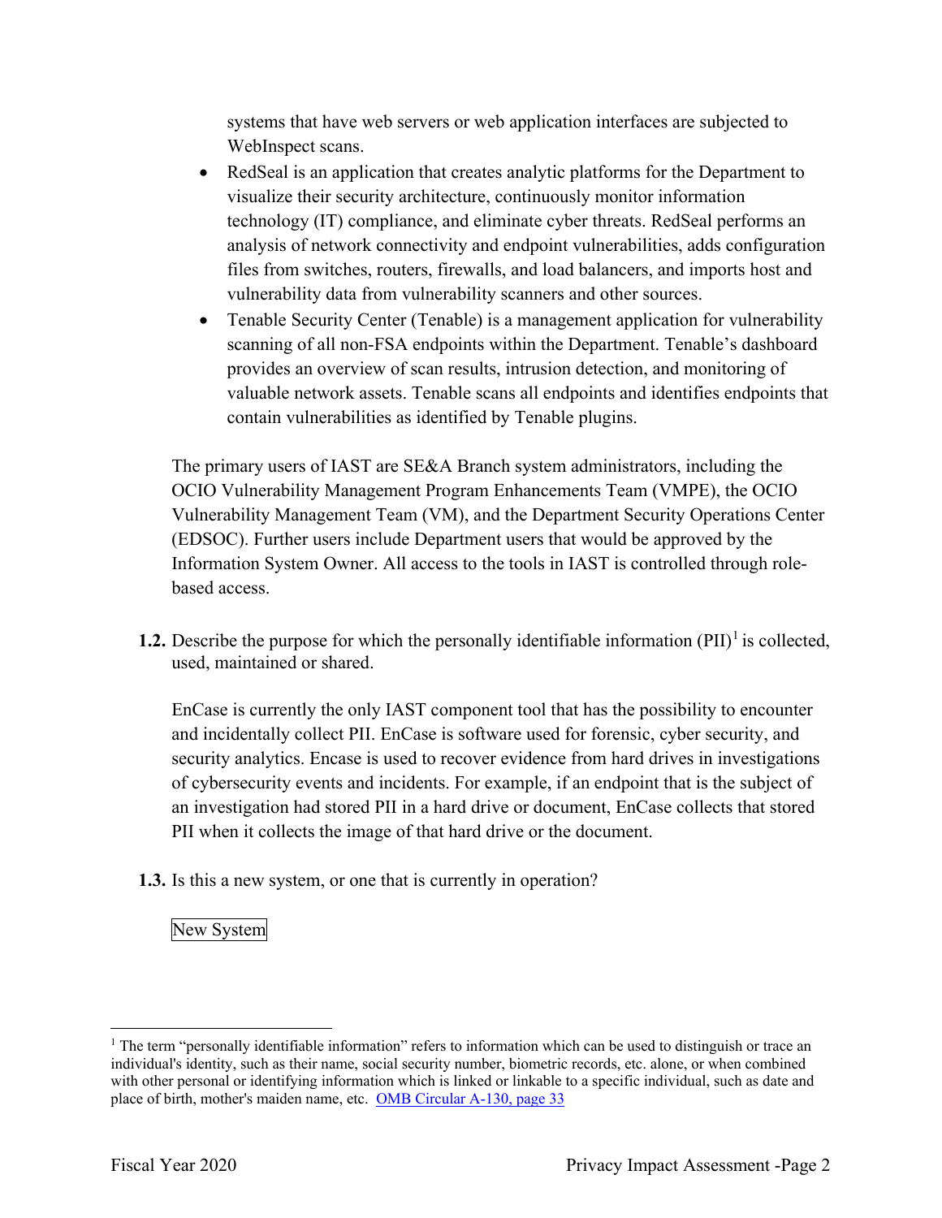systems that have web servers or web application interfaces are subjected to WebInspect scans.

- RedSeal is an application that creates analytic platforms for the Department to visualize their security architecture, continuously monitor information technology (IT) compliance, and eliminate cyber threats. RedSeal performs an analysis of network connectivity and endpoint vulnerabilities, adds configuration files from switches, routers, firewalls, and load balancers, and imports host and vulnerability data from vulnerability scanners and other sources.
- Tenable Security Center (Tenable) is a management application for vulnerability scanning of all non-FSA endpoints within the Department. Tenable's dashboard provides an overview of scan results, intrusion detection, and monitoring of valuable network assets. Tenable scans all endpoints and identifies endpoints that contain vulnerabilities as identified by Tenable plugins.

The primary users of IAST are SE&A Branch system administrators, including the OCIO Vulnerability Management Program Enhancements Team (VMPE), the OCIO Vulnerability Management Team (VM), and the Department Security Operations Center (EDSOC). Further users include Department users that would be approved by the Information System Owner. All access to the tools in IAST is controlled through role-based access.

**1.2.** Describe the purpose for which the personally identifiable information (PII)[1] is collected, used, maintained or shared.

EnCase is currently the only IAST component tool that has the possibility to encounter and incidentally collect PII. EnCase is software used for forensic, cyber security, and security analytics. Encase is used to recover evidence from hard drives in investigations of cybersecurity events and incidents. For example, if an endpoint that is the subject of an investigation had stored PII in a hard drive or document, EnCase collects that stored PII when it collects the image of that hard drive or the document.

**1.3.** Is this a new system, or one that is currently in operation?

New System

[1] The term "personally identifiable information" refers to information which can be used to distinguish or trace an individual's identity, such as their name, social security number, biometric records, etc. alone, or when combined with other personal or identifying information which is linked or linkable to a specific individual, such as date and place of birth, mother's maiden name, etc. OMB Circular A-130, page 33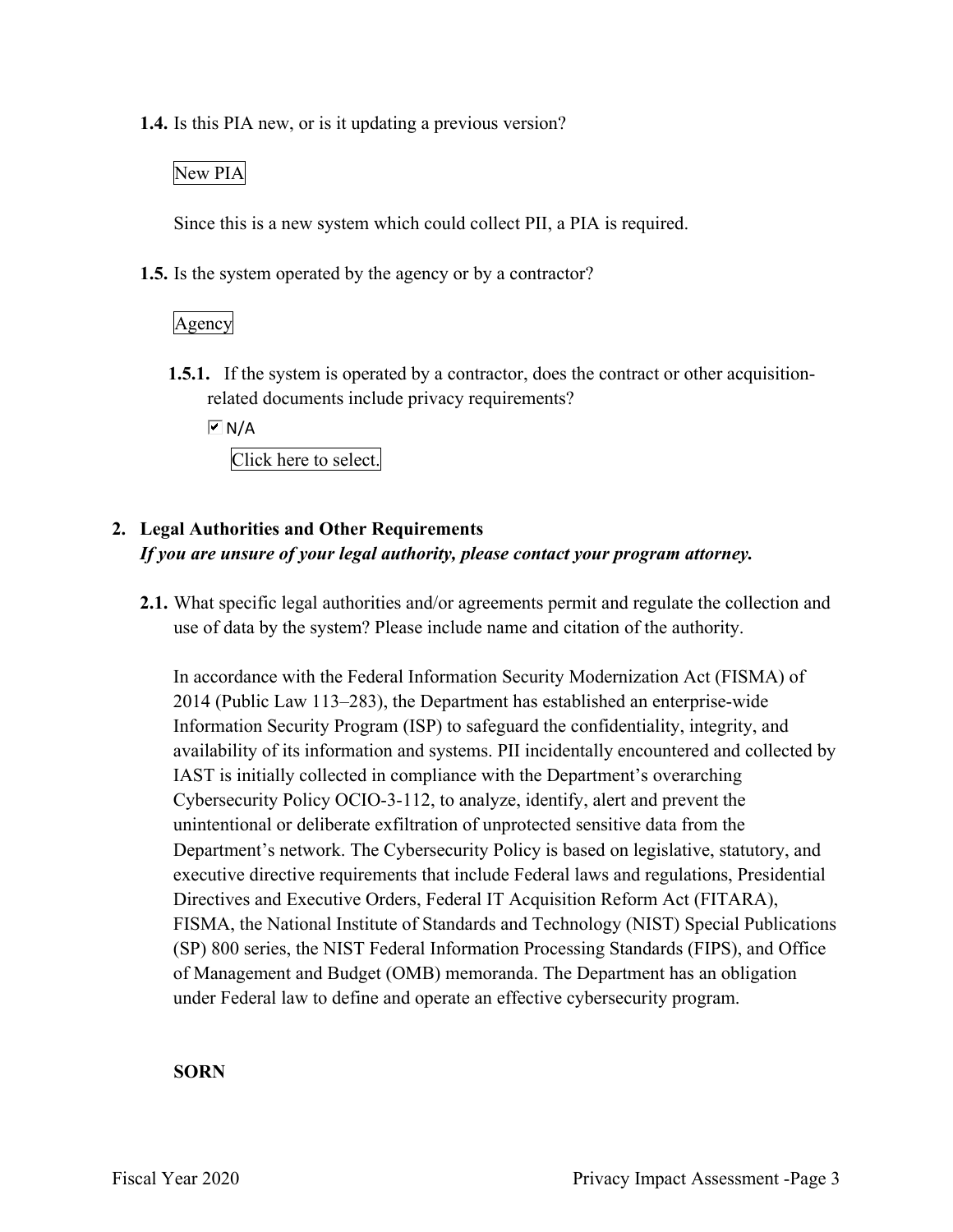**1.4.** Is this PIA new, or is it updating a previous version?

New PIA

Since this is a new system which could collect PII, a PIA is required.

**1.5.** Is the system operated by the agency or by a contractor?

Agency

**1.5.1.** If the system is operated by a contractor, does the contract or other acquisition-related documents include privacy requirements?

☑ N/A

Click here to select.

## 2. Legal Authorities and Other Requirements

***If you are unsure of your legal authority, please contact your program attorney.***

**2.1.** What specific legal authorities and/or agreements permit and regulate the collection and use of data by the system? Please include name and citation of the authority.

In accordance with the Federal Information Security Modernization Act (FISMA) of 2014 (Public Law 113–283), the Department has established an enterprise-wide Information Security Program (ISP) to safeguard the confidentiality, integrity, and availability of its information and systems. PII incidentally encountered and collected by IAST is initially collected in compliance with the Department's overarching Cybersecurity Policy OCIO-3-112, to analyze, identify, alert and prevent the unintentional or deliberate exfiltration of unprotected sensitive data from the Department's network. The Cybersecurity Policy is based on legislative, statutory, and executive directive requirements that include Federal laws and regulations, Presidential Directives and Executive Orders, Federal IT Acquisition Reform Act (FITARA), FISMA, the National Institute of Standards and Technology (NIST) Special Publications (SP) 800 series, the NIST Federal Information Processing Standards (FIPS), and Office of Management and Budget (OMB) memoranda. The Department has an obligation under Federal law to define and operate an effective cybersecurity program.

**SORN**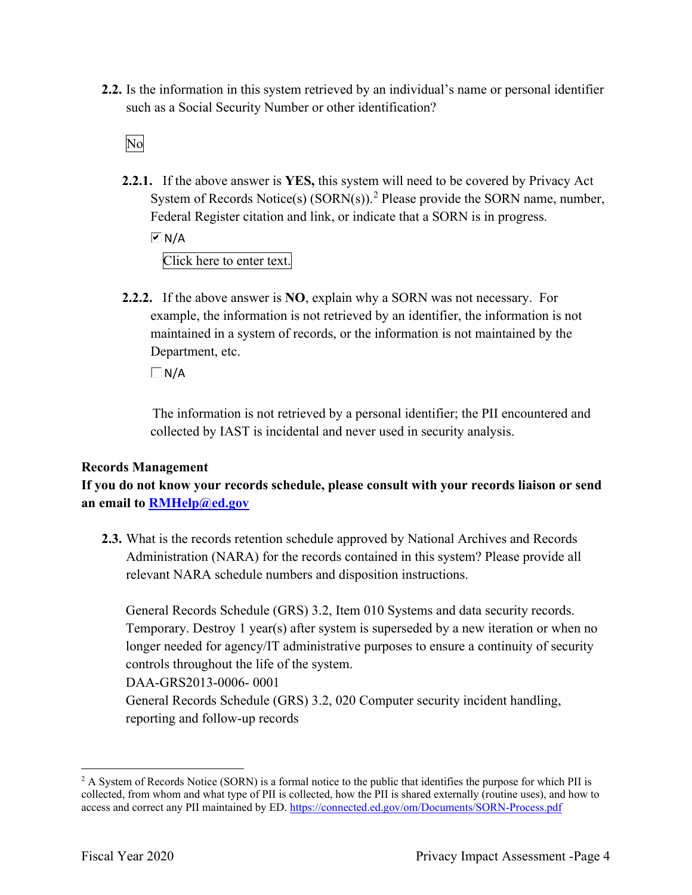**2.2.** Is the information in this system retrieved by an individual's name or personal identifier such as a Social Security Number or other identification?

No

**2.2.1.** If the above answer is **YES,** this system will need to be covered by Privacy Act System of Records Notice(s) (SORN(s)).[2] Please provide the SORN name, number, Federal Register citation and link, or indicate that a SORN is in progress.

☑ N/A

Click here to enter text.

**2.2.2.** If the above answer is **NO**, explain why a SORN was not necessary. For example, the information is not retrieved by an identifier, the information is not maintained in a system of records, or the information is not maintained by the Department, etc.

☐ N/A

The information is not retrieved by a personal identifier; the PII encountered and collected by IAST is incidental and never used in security analysis.

**Records Management**

**If you do not know your records schedule, please consult with your records liaison or send an email to [RMHelp@ed.gov](mailto:RMHelp@ed.gov)**

**2.3.** What is the records retention schedule approved by National Archives and Records Administration (NARA) for the records contained in this system? Please provide all relevant NARA schedule numbers and disposition instructions.

General Records Schedule (GRS) 3.2, Item 010 Systems and data security records. Temporary. Destroy 1 year(s) after system is superseded by a new iteration or when no longer needed for agency/IT administrative purposes to ensure a continuity of security controls throughout the life of the system.
DAA-GRS2013-0006- 0001
General Records Schedule (GRS) 3.2, 020 Computer security incident handling, reporting and follow-up records

[2] A System of Records Notice (SORN) is a formal notice to the public that identifies the purpose for which PII is collected, from whom and what type of PII is collected, how the PII is shared externally (routine uses), and how to access and correct any PII maintained by ED. https://connected.ed.gov/om/Documents/SORN-Process.pdf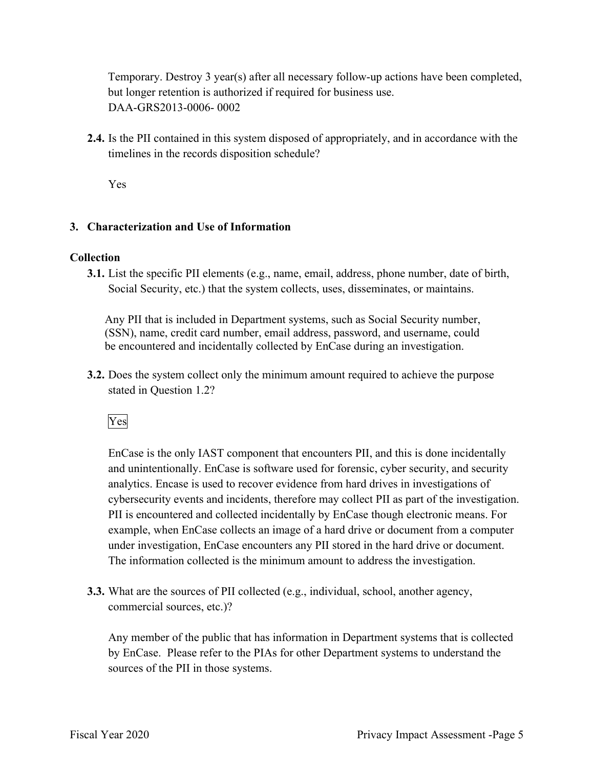Temporary. Destroy 3 year(s) after all necessary follow-up actions have been completed, but longer retention is authorized if required for business use.
DAA-GRS2013-0006- 0002

**2.4.** Is the PII contained in this system disposed of appropriately, and in accordance with the timelines in the records disposition schedule?

Yes

## 3. Characterization and Use of Information

### Collection

**3.1.** List the specific PII elements (e.g., name, email, address, phone number, date of birth, Social Security, etc.) that the system collects, uses, disseminates, or maintains.

Any PII that is included in Department systems, such as Social Security number, (SSN), name, credit card number, email address, password, and username, could be encountered and incidentally collected by EnCase during an investigation.

**3.2.** Does the system collect only the minimum amount required to achieve the purpose stated in Question 1.2?

Yes

EnCase is the only IAST component that encounters PII, and this is done incidentally and unintentionally. EnCase is software used for forensic, cyber security, and security analytics. Encase is used to recover evidence from hard drives in investigations of cybersecurity events and incidents, therefore may collect PII as part of the investigation. PII is encountered and collected incidentally by EnCase though electronic means. For example, when EnCase collects an image of a hard drive or document from a computer under investigation, EnCase encounters any PII stored in the hard drive or document. The information collected is the minimum amount to address the investigation.

**3.3.** What are the sources of PII collected (e.g., individual, school, another agency, commercial sources, etc.)?

Any member of the public that has information in Department systems that is collected by EnCase. Please refer to the PIAs for other Department systems to understand the sources of the PII in those systems.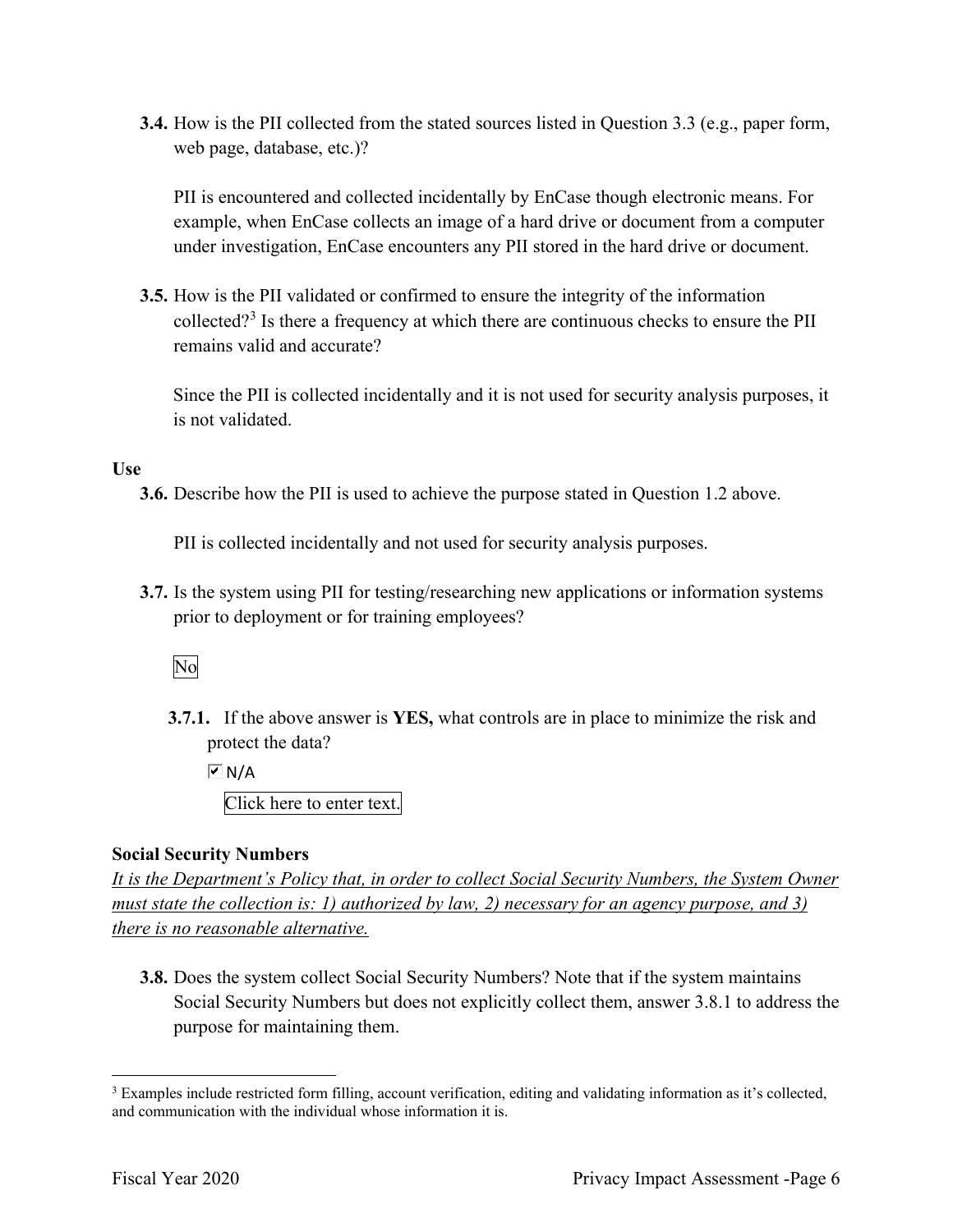**3.4.** How is the PII collected from the stated sources listed in Question 3.3 (e.g., paper form, web page, database, etc.)?

PII is encountered and collected incidentally by EnCase though electronic means. For example, when EnCase collects an image of a hard drive or document from a computer under investigation, EnCase encounters any PII stored in the hard drive or document.

**3.5.** How is the PII validated or confirmed to ensure the integrity of the information collected?[3] Is there a frequency at which there are continuous checks to ensure the PII remains valid and accurate?

Since the PII is collected incidentally and it is not used for security analysis purposes, it is not validated.

**Use**

**3.6.** Describe how the PII is used to achieve the purpose stated in Question 1.2 above.

PII is collected incidentally and not used for security analysis purposes.

**3.7.** Is the system using PII for testing/researching new applications or information systems prior to deployment or for training employees?

No

**3.7.1.** If the above answer is **YES,** what controls are in place to minimize the risk and protect the data?

☑ N/A

Click here to enter text.

**Social Security Numbers**

*It is the Department's Policy that, in order to collect Social Security Numbers, the System Owner must state the collection is: 1) authorized by law, 2) necessary for an agency purpose, and 3) there is no reasonable alternative.*

**3.8.** Does the system collect Social Security Numbers? Note that if the system maintains Social Security Numbers but does not explicitly collect them, answer 3.8.1 to address the purpose for maintaining them.

---

[3] Examples include restricted form filling, account verification, editing and validating information as it's collected, and communication with the individual whose information it is.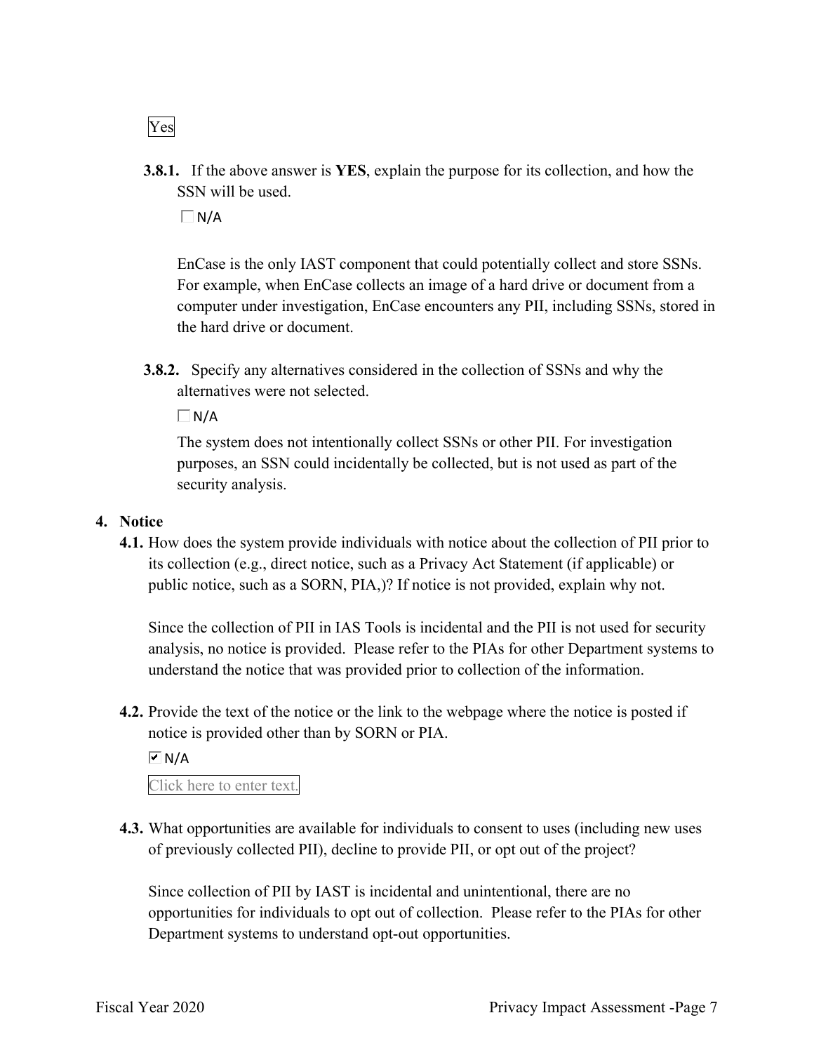Yes

**3.8.1.** If the above answer is **YES**, explain the purpose for its collection, and how the SSN will be used.

☐ N/A

EnCase is the only IAST component that could potentially collect and store SSNs. For example, when EnCase collects an image of a hard drive or document from a computer under investigation, EnCase encounters any PII, including SSNs, stored in the hard drive or document.

**3.8.2.** Specify any alternatives considered in the collection of SSNs and why the alternatives were not selected.

☐ N/A

The system does not intentionally collect SSNs or other PII. For investigation purposes, an SSN could incidentally be collected, but is not used as part of the security analysis.

**4. Notice**

**4.1.** How does the system provide individuals with notice about the collection of PII prior to its collection (e.g., direct notice, such as a Privacy Act Statement (if applicable) or public notice, such as a SORN, PIA,)? If notice is not provided, explain why not.

Since the collection of PII in IAS Tools is incidental and the PII is not used for security analysis, no notice is provided. Please refer to the PIAs for other Department systems to understand the notice that was provided prior to collection of the information.

**4.2.** Provide the text of the notice or the link to the webpage where the notice is posted if notice is provided other than by SORN or PIA.

☑ N/A

Click here to enter text.

**4.3.** What opportunities are available for individuals to consent to uses (including new uses of previously collected PII), decline to provide PII, or opt out of the project?

Since collection of PII by IAST is incidental and unintentional, there are no opportunities for individuals to opt out of collection. Please refer to the PIAs for other Department systems to understand opt-out opportunities.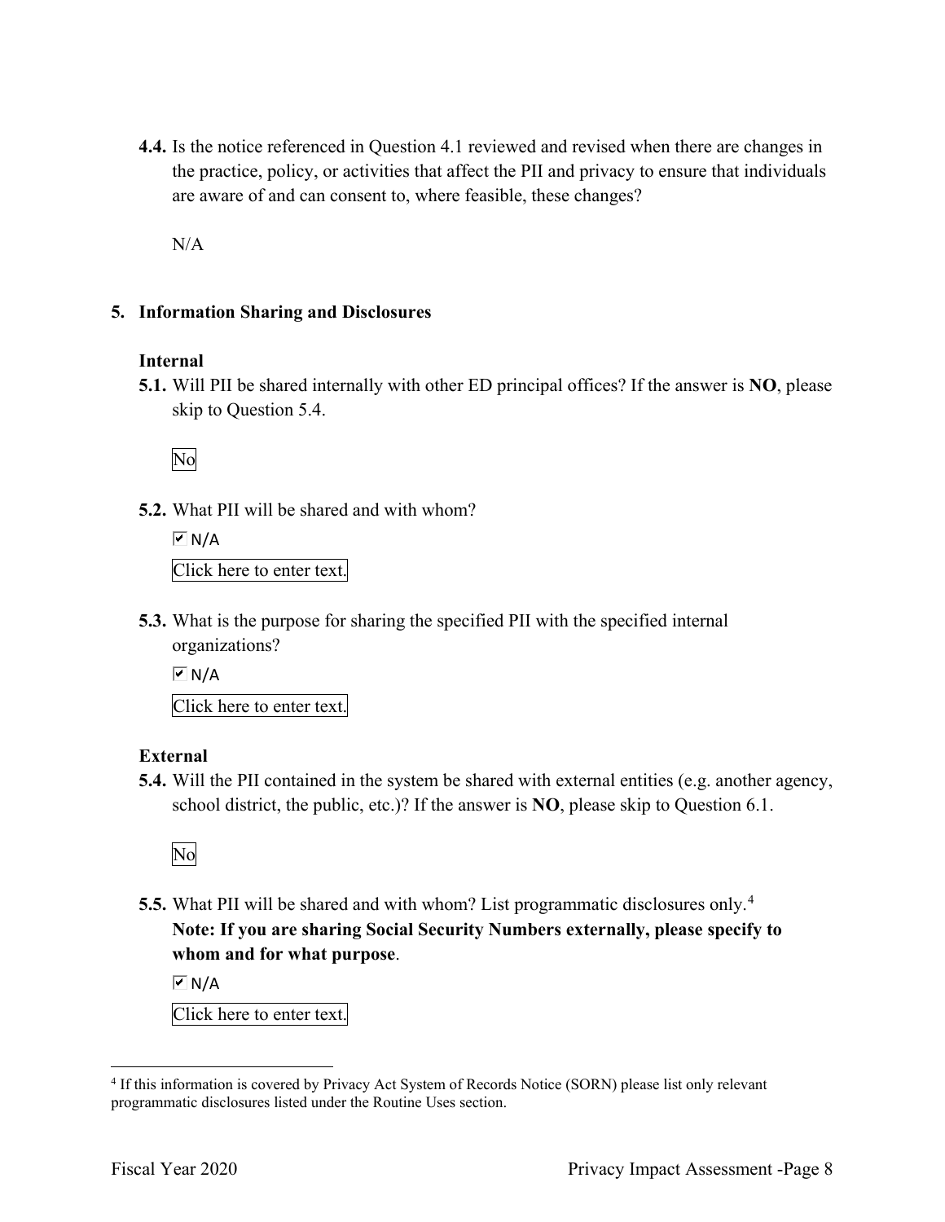**4.4.** Is the notice referenced in Question 4.1 reviewed and revised when there are changes in the practice, policy, or activities that affect the PII and privacy to ensure that individuals are aware of and can consent to, where feasible, these changes?

N/A

## 5. Information Sharing and Disclosures

### Internal

**5.1.** Will PII be shared internally with other ED principal offices? If the answer is **NO**, please skip to Question 5.4.

No

**5.2.** What PII will be shared and with whom?

☑ N/A

Click here to enter text.

**5.3.** What is the purpose for sharing the specified PII with the specified internal organizations?

☑ N/A

Click here to enter text.

### External

**5.4.** Will the PII contained in the system be shared with external entities (e.g. another agency, school district, the public, etc.)? If the answer is **NO**, please skip to Question 6.1.

No

**5.5.** What PII will be shared and with whom? List programmatic disclosures only.[4] **Note: If you are sharing Social Security Numbers externally, please specify to whom and for what purpose**.

☑ N/A

Click here to enter text.

[4] If this information is covered by Privacy Act System of Records Notice (SORN) please list only relevant programmatic disclosures listed under the Routine Uses section.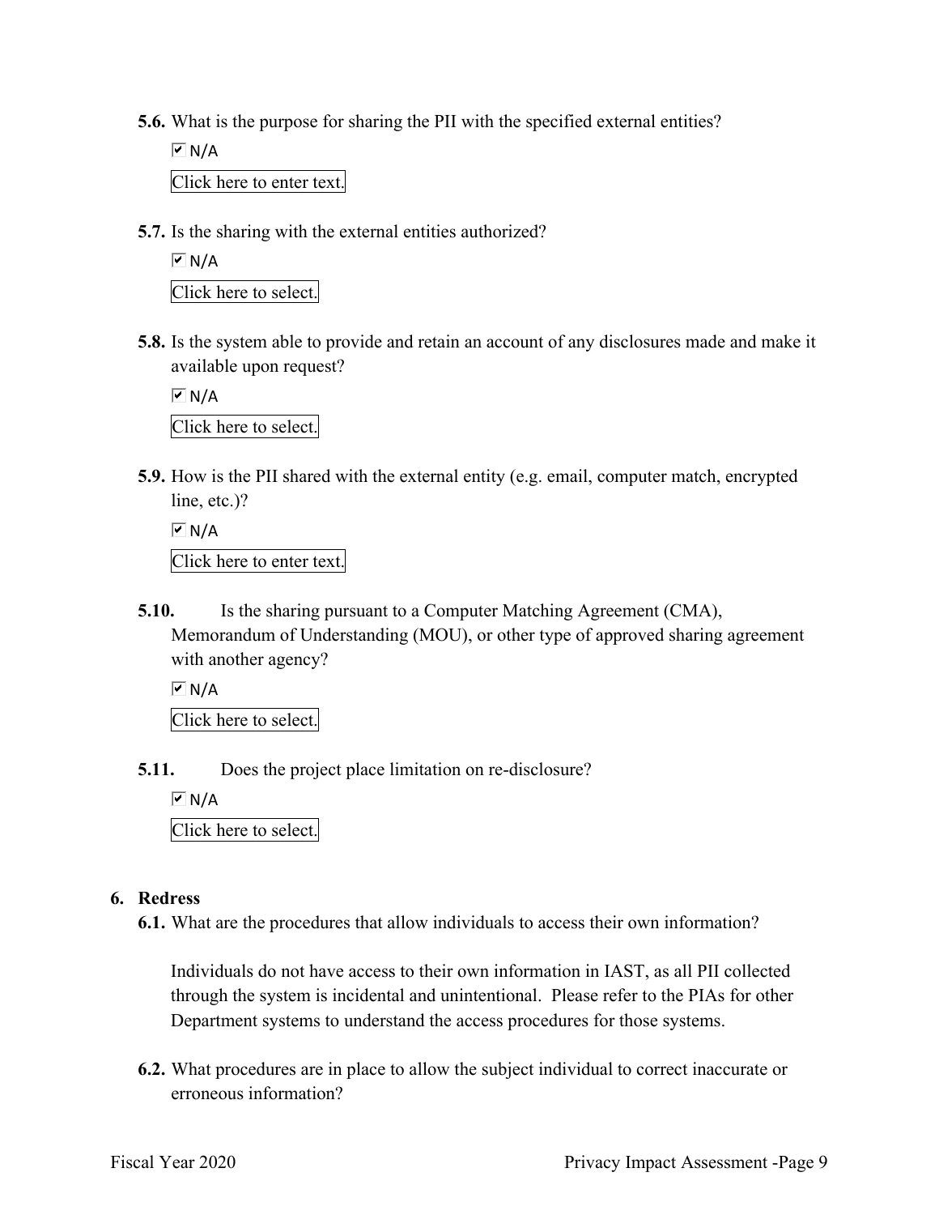**5.6.** What is the purpose for sharing the PII with the specified external entities?

☑ N/A

Click here to enter text.

**5.7.** Is the sharing with the external entities authorized?

☑ N/A

Click here to select.

**5.8.** Is the system able to provide and retain an account of any disclosures made and make it available upon request?

☑ N/A

Click here to select.

**5.9.** How is the PII shared with the external entity (e.g. email, computer match, encrypted line, etc.)?

☑ N/A

Click here to enter text.

**5.10.** Is the sharing pursuant to a Computer Matching Agreement (CMA), Memorandum of Understanding (MOU), or other type of approved sharing agreement with another agency?

☑ N/A

Click here to select.

**5.11.** Does the project place limitation on re-disclosure?

☑ N/A

Click here to select.

## 6. Redress

**6.1.** What are the procedures that allow individuals to access their own information?

Individuals do not have access to their own information in IAST, as all PII collected through the system is incidental and unintentional. Please refer to the PIAs for other Department systems to understand the access procedures for those systems.

**6.2.** What procedures are in place to allow the subject individual to correct inaccurate or erroneous information?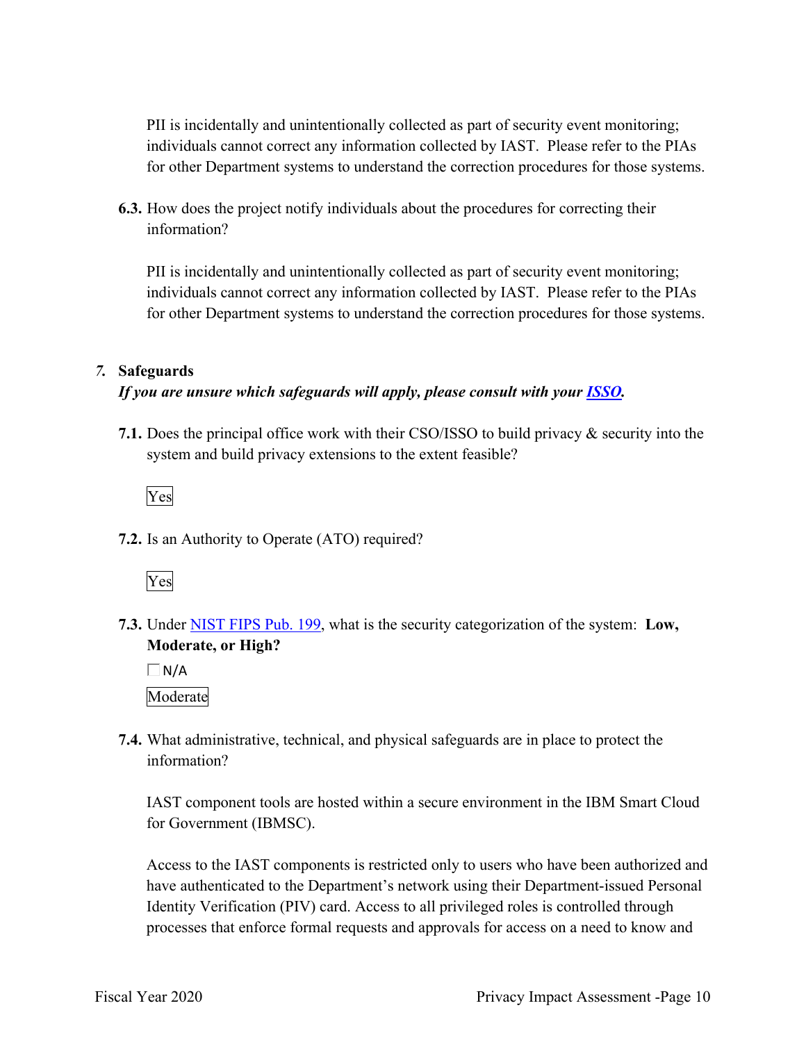PII is incidentally and unintentionally collected as part of security event monitoring; individuals cannot correct any information collected by IAST. Please refer to the PIAs for other Department systems to understand the correction procedures for those systems.

**6.3.** How does the project notify individuals about the procedures for correcting their information?

PII is incidentally and unintentionally collected as part of security event monitoring; individuals cannot correct any information collected by IAST. Please refer to the PIAs for other Department systems to understand the correction procedures for those systems.

## *7.* Safeguards

***If you are unsure which safeguards will apply, please consult with your [ISSO](#).***

**7.1.** Does the principal office work with their CSO/ISSO to build privacy & security into the system and build privacy extensions to the extent feasible?

Yes

**7.2.** Is an Authority to Operate (ATO) required?

Yes

**7.3.** Under [NIST FIPS Pub. 199](#), what is the security categorization of the system: **Low, Moderate, or High?**

☐ N/A

Moderate

**7.4.** What administrative, technical, and physical safeguards are in place to protect the information?

IAST component tools are hosted within a secure environment in the IBM Smart Cloud for Government (IBMSC).

Access to the IAST components is restricted only to users who have been authorized and have authenticated to the Department's network using their Department-issued Personal Identity Verification (PIV) card. Access to all privileged roles is controlled through processes that enforce formal requests and approvals for access on a need to know and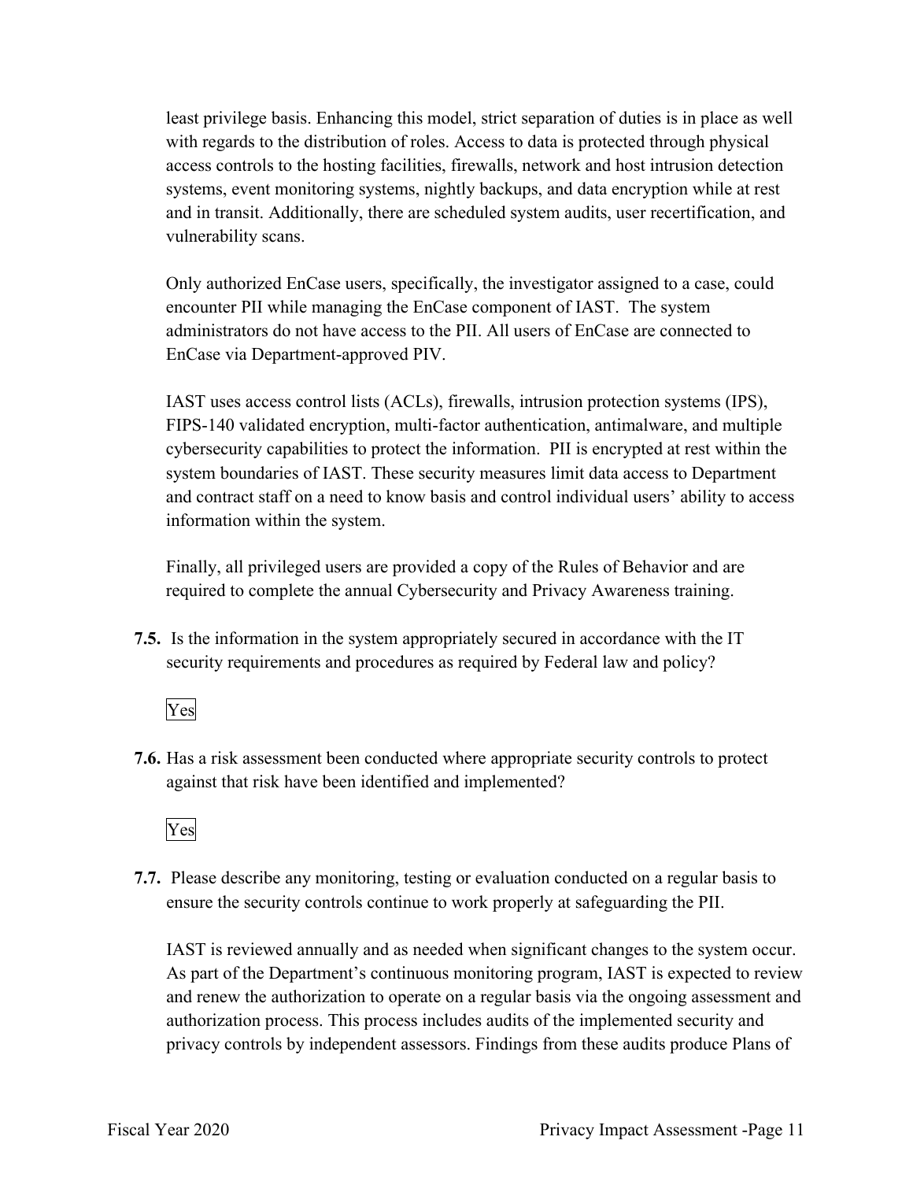least privilege basis. Enhancing this model, strict separation of duties is in place as well with regards to the distribution of roles. Access to data is protected through physical access controls to the hosting facilities, firewalls, network and host intrusion detection systems, event monitoring systems, nightly backups, and data encryption while at rest and in transit. Additionally, there are scheduled system audits, user recertification, and vulnerability scans.

Only authorized EnCase users, specifically, the investigator assigned to a case, could encounter PII while managing the EnCase component of IAST. The system administrators do not have access to the PII. All users of EnCase are connected to EnCase via Department-approved PIV.

IAST uses access control lists (ACLs), firewalls, intrusion protection systems (IPS), FIPS-140 validated encryption, multi-factor authentication, antimalware, and multiple cybersecurity capabilities to protect the information. PII is encrypted at rest within the system boundaries of IAST. These security measures limit data access to Department and contract staff on a need to know basis and control individual users' ability to access information within the system.

Finally, all privileged users are provided a copy of the Rules of Behavior and are required to complete the annual Cybersecurity and Privacy Awareness training.

**7.5.** Is the information in the system appropriately secured in accordance with the IT security requirements and procedures as required by Federal law and policy?

Yes

**7.6.** Has a risk assessment been conducted where appropriate security controls to protect against that risk have been identified and implemented?

Yes

**7.7.** Please describe any monitoring, testing or evaluation conducted on a regular basis to ensure the security controls continue to work properly at safeguarding the PII.

IAST is reviewed annually and as needed when significant changes to the system occur. As part of the Department's continuous monitoring program, IAST is expected to review and renew the authorization to operate on a regular basis via the ongoing assessment and authorization process. This process includes audits of the implemented security and privacy controls by independent assessors. Findings from these audits produce Plans of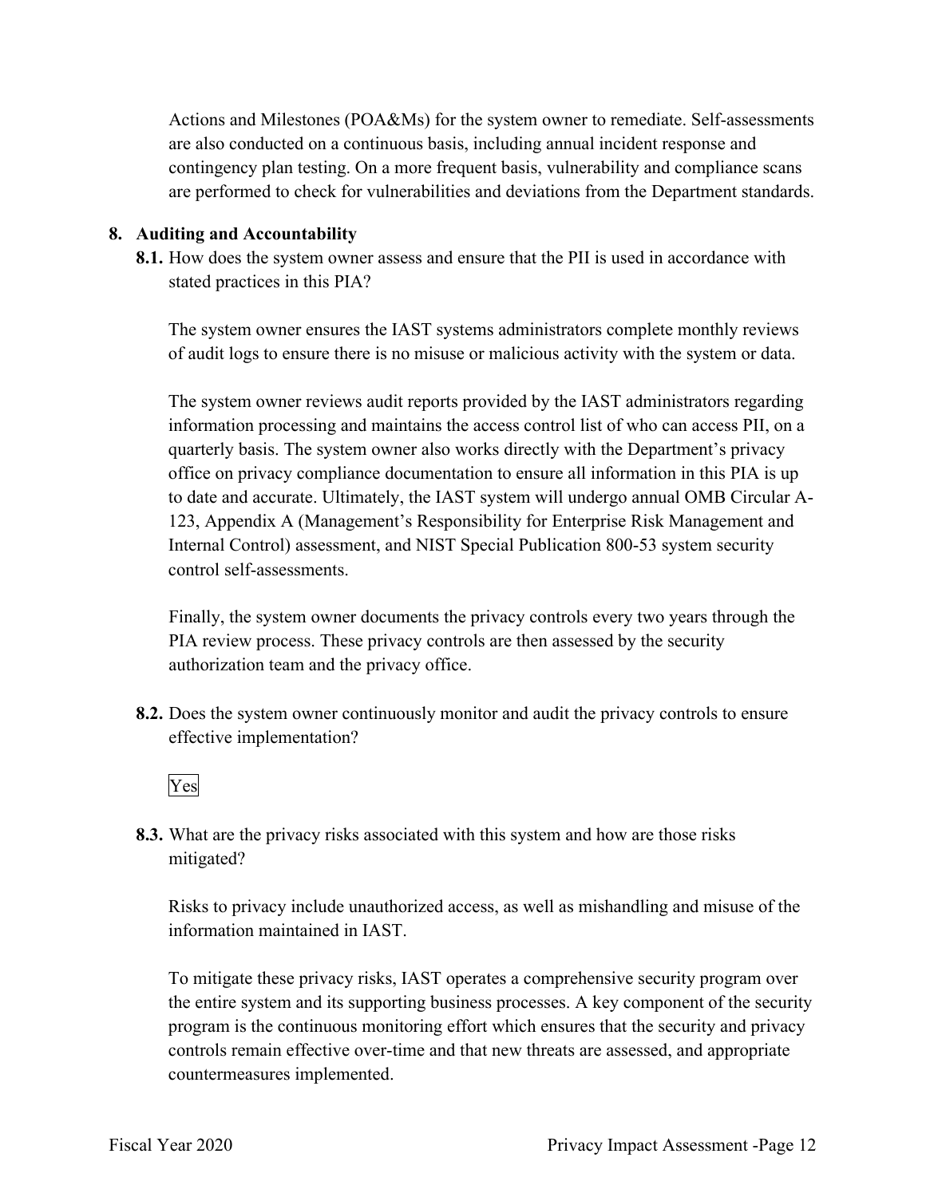Actions and Milestones (POA&Ms) for the system owner to remediate. Self-assessments are also conducted on a continuous basis, including annual incident response and contingency plan testing. On a more frequent basis, vulnerability and compliance scans are performed to check for vulnerabilities and deviations from the Department standards.

**8. Auditing and Accountability**

**8.1.** How does the system owner assess and ensure that the PII is used in accordance with stated practices in this PIA?

The system owner ensures the IAST systems administrators complete monthly reviews of audit logs to ensure there is no misuse or malicious activity with the system or data.

The system owner reviews audit reports provided by the IAST administrators regarding information processing and maintains the access control list of who can access PII, on a quarterly basis. The system owner also works directly with the Department's privacy office on privacy compliance documentation to ensure all information in this PIA is up to date and accurate. Ultimately, the IAST system will undergo annual OMB Circular A-123, Appendix A (Management's Responsibility for Enterprise Risk Management and Internal Control) assessment, and NIST Special Publication 800-53 system security control self-assessments.

Finally, the system owner documents the privacy controls every two years through the PIA review process. These privacy controls are then assessed by the security authorization team and the privacy office.

**8.2.** Does the system owner continuously monitor and audit the privacy controls to ensure effective implementation?

Yes

**8.3.** What are the privacy risks associated with this system and how are those risks mitigated?

Risks to privacy include unauthorized access, as well as mishandling and misuse of the information maintained in IAST.

To mitigate these privacy risks, IAST operates a comprehensive security program over the entire system and its supporting business processes. A key component of the security program is the continuous monitoring effort which ensures that the security and privacy controls remain effective over-time and that new threats are assessed, and appropriate countermeasures implemented.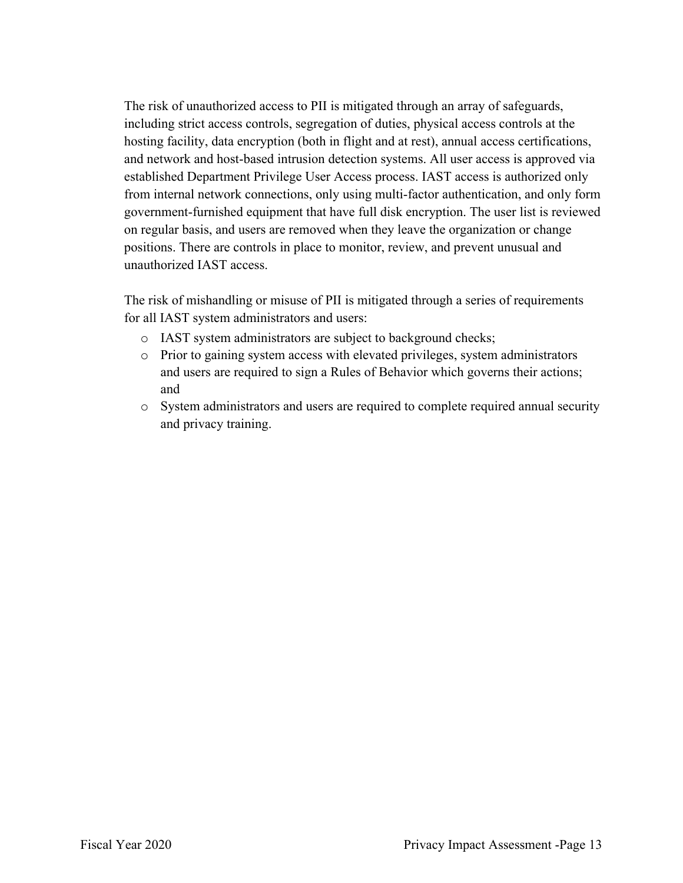The risk of unauthorized access to PII is mitigated through an array of safeguards, including strict access controls, segregation of duties, physical access controls at the hosting facility, data encryption (both in flight and at rest), annual access certifications, and network and host-based intrusion detection systems. All user access is approved via established Department Privilege User Access process. IAST access is authorized only from internal network connections, only using multi-factor authentication, and only form government-furnished equipment that have full disk encryption. The user list is reviewed on regular basis, and users are removed when they leave the organization or change positions. There are controls in place to monitor, review, and prevent unusual and unauthorized IAST access.

The risk of mishandling or misuse of PII is mitigated through a series of requirements for all IAST system administrators and users:

- IAST system administrators are subject to background checks;
- Prior to gaining system access with elevated privileges, system administrators and users are required to sign a Rules of Behavior which governs their actions; and
- System administrators and users are required to complete required annual security and privacy training.